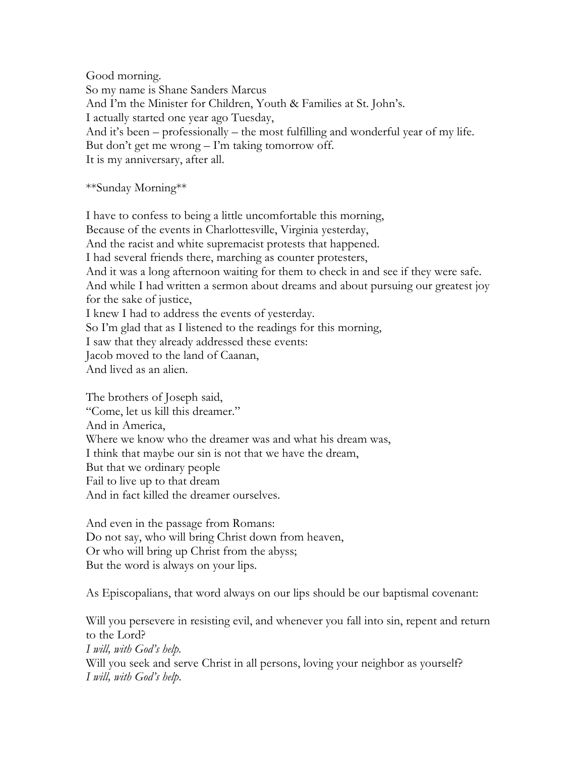Good morning.
So my name is Shane Sanders Marcus
And I'm the Minister for Children, Youth & Families at St. John's.
I actually started one year ago Tuesday,
And it's been – professionally – the most fulfilling and wonderful year of my life.
But don't get me wrong – I'm taking tomorrow off.
It is my anniversary, after all.

**Sunday Morning**

I have to confess to being a little uncomfortable this morning,
Because of the events in Charlottesville, Virginia yesterday,
And the racist and white supremacist protests that happened.
I had several friends there, marching as counter protesters,
And it was a long afternoon waiting for them to check in and see if they were safe.
And while I had written a sermon about dreams and about pursuing our greatest joy for the sake of justice,
I knew I had to address the events of yesterday.
So I'm glad that as I listened to the readings for this morning,
I saw that they already addressed these events:
Jacob moved to the land of Caanan,
And lived as an alien.

The brothers of Joseph said,
"Come, let us kill this dreamer."
And in America,
Where we know who the dreamer was and what his dream was,
I think that maybe our sin is not that we have the dream,
But that we ordinary people
Fail to live up to that dream
And in fact killed the dreamer ourselves.

And even in the passage from Romans:
Do not say, who will bring Christ down from heaven,
Or who will bring up Christ from the abyss;
But the word is always on your lips.

As Episcopalians, that word always on our lips should be our baptismal covenant:

Will you persevere in resisting evil, and whenever you fall into sin, repent and return to the Lord?
*I will, with God's help.*
Will you seek and serve Christ in all persons, loving your neighbor as yourself?
*I will, with God's help.*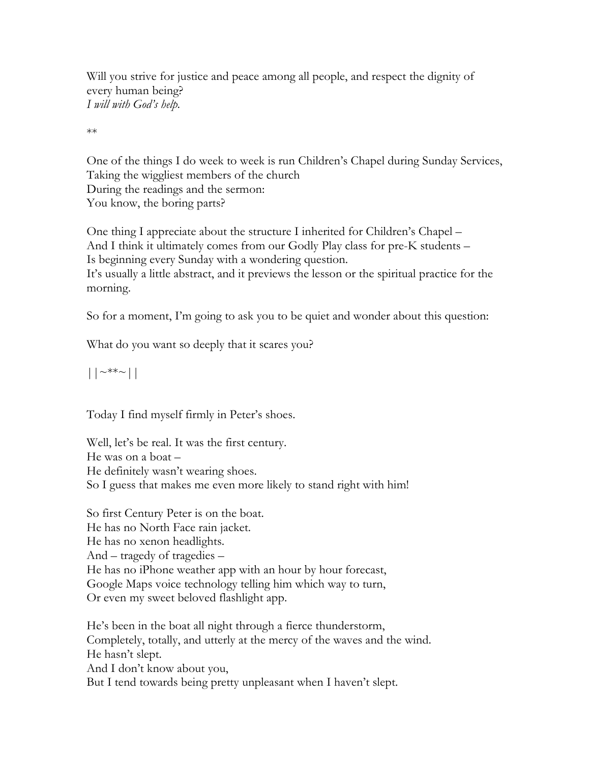Will you strive for justice and peace among all people, and respect the dignity of every human being?
*I will with God's help.*

**

One of the things I do week to week is run Children's Chapel during Sunday Services,
Taking the wiggliest members of the church
During the readings and the sermon:
You know, the boring parts?

One thing I appreciate about the structure I inherited for Children's Chapel –
And I think it ultimately comes from our Godly Play class for pre-K students –
Is beginning every Sunday with a wondering question.
It's usually a little abstract, and it previews the lesson or the spiritual practice for the morning.

So for a moment, I'm going to ask you to be quiet and wonder about this question:

What do you want so deeply that it scares you?

||~**~||

Today I find myself firmly in Peter's shoes.

Well, let's be real. It was the first century.
He was on a boat –
He definitely wasn't wearing shoes.
So I guess that makes me even more likely to stand right with him!

So first Century Peter is on the boat.
He has no North Face rain jacket.
He has no xenon headlights.
And – tragedy of tragedies –
He has no iPhone weather app with an hour by hour forecast,
Google Maps voice technology telling him which way to turn,
Or even my sweet beloved flashlight app.

He's been in the boat all night through a fierce thunderstorm,
Completely, totally, and utterly at the mercy of the waves and the wind.
He hasn't slept.
And I don't know about you,
But I tend towards being pretty unpleasant when I haven't slept.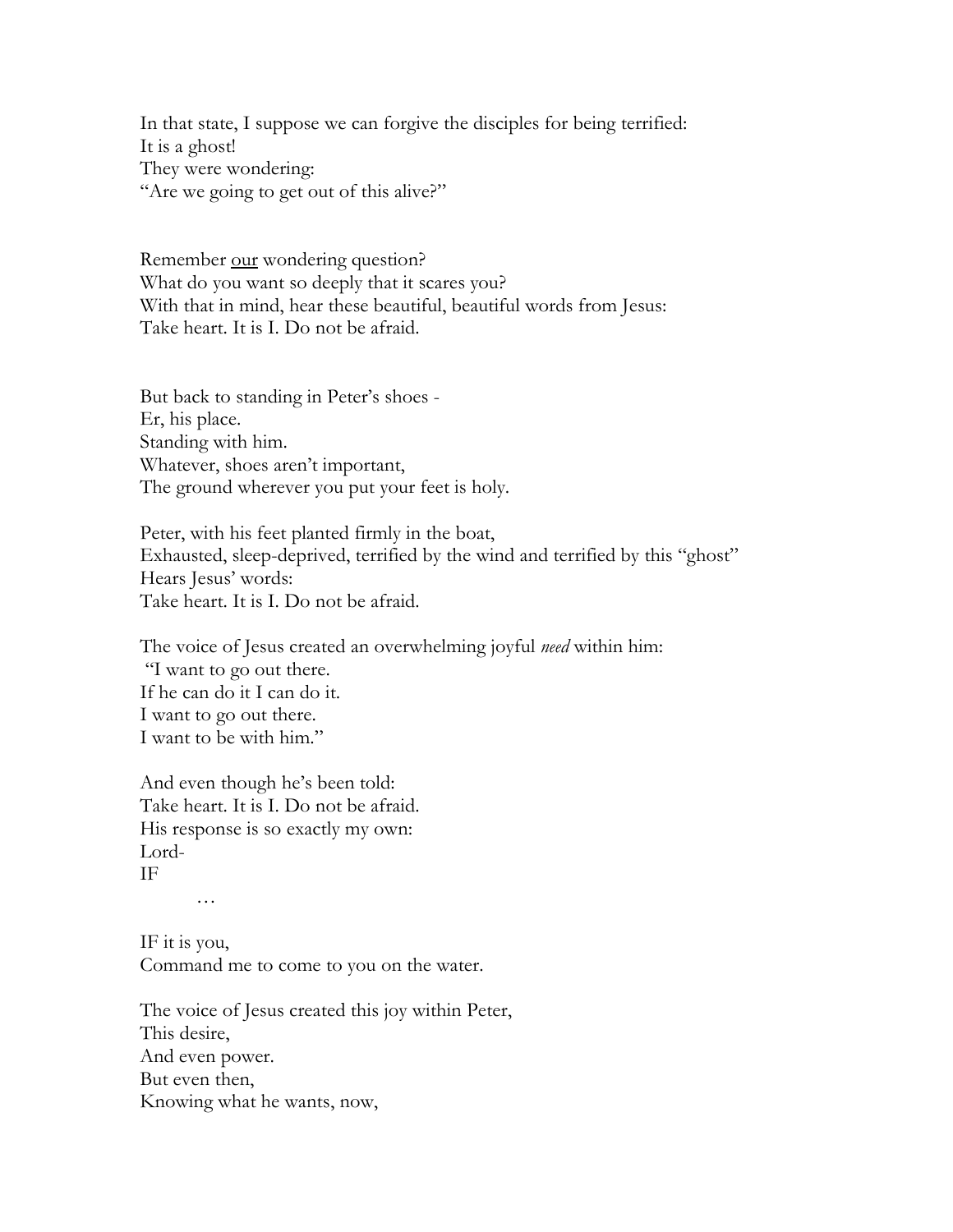In that state, I suppose we can forgive the disciples for being terrified:
It is a ghost!
They were wondering:
"Are we going to get out of this alive?"

Remember <u>our</u> wondering question?
What do you want so deeply that it scares you?
With that in mind, hear these beautiful, beautiful words from Jesus:
Take heart. It is I. Do not be afraid.

But back to standing in Peter's shoes -
Er, his place.
Standing with him.
Whatever, shoes aren't important,
The ground wherever you put your feet is holy.

Peter, with his feet planted firmly in the boat,
Exhausted, sleep-deprived, terrified by the wind and terrified by this "ghost"
Hears Jesus' words:
Take heart. It is I. Do not be afraid.

The voice of Jesus created an overwhelming joyful *need* within him:
"I want to go out there.
If he can do it I can do it.
I want to go out there.
I want to be with him."

And even though he's been told:
Take heart. It is I. Do not be afraid.
His response is so exactly my own:
Lord-
IF
…

IF it is you,
Command me to come to you on the water.

The voice of Jesus created this joy within Peter,
This desire,
And even power.
But even then,
Knowing what he wants, now,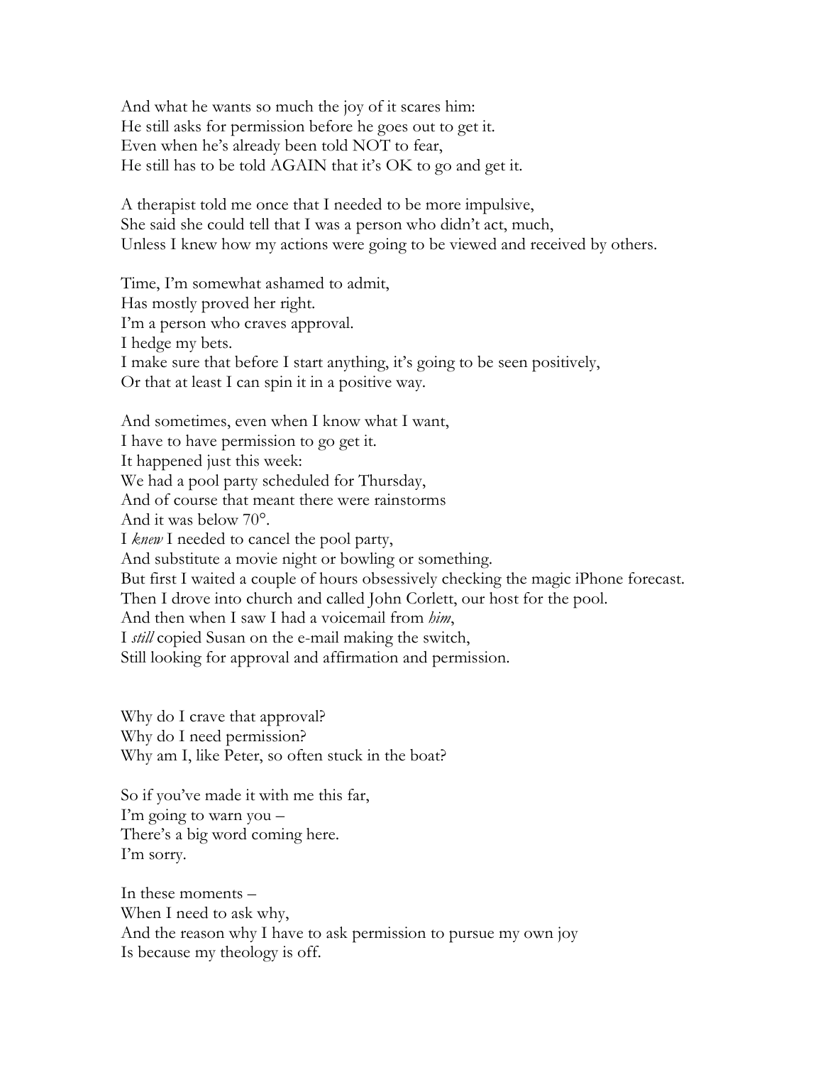And what he wants so much the joy of it scares him:
He still asks for permission before he goes out to get it.
Even when he's already been told NOT to fear,
He still has to be told AGAIN that it's OK to go and get it.

A therapist told me once that I needed to be more impulsive,
She said she could tell that I was a person who didn't act, much,
Unless I knew how my actions were going to be viewed and received by others.

Time, I'm somewhat ashamed to admit,
Has mostly proved her right.
I'm a person who craves approval.
I hedge my bets.
I make sure that before I start anything, it's going to be seen positively,
Or that at least I can spin it in a positive way.

And sometimes, even when I know what I want,
I have to have permission to go get it.
It happened just this week:
We had a pool party scheduled for Thursday,
And of course that meant there were rainstorms
And it was below 70°.
I *knew* I needed to cancel the pool party,
And substitute a movie night or bowling or something.
But first I waited a couple of hours obsessively checking the magic iPhone forecast.
Then I drove into church and called John Corlett, our host for the pool.
And then when I saw I had a voicemail from *him*,
I *still* copied Susan on the e-mail making the switch,
Still looking for approval and affirmation and permission.

Why do I crave that approval?
Why do I need permission?
Why am I, like Peter, so often stuck in the boat?

So if you've made it with me this far,
I'm going to warn you –
There's a big word coming here.
I'm sorry.

In these moments –
When I need to ask why,
And the reason why I have to ask permission to pursue my own joy
Is because my theology is off.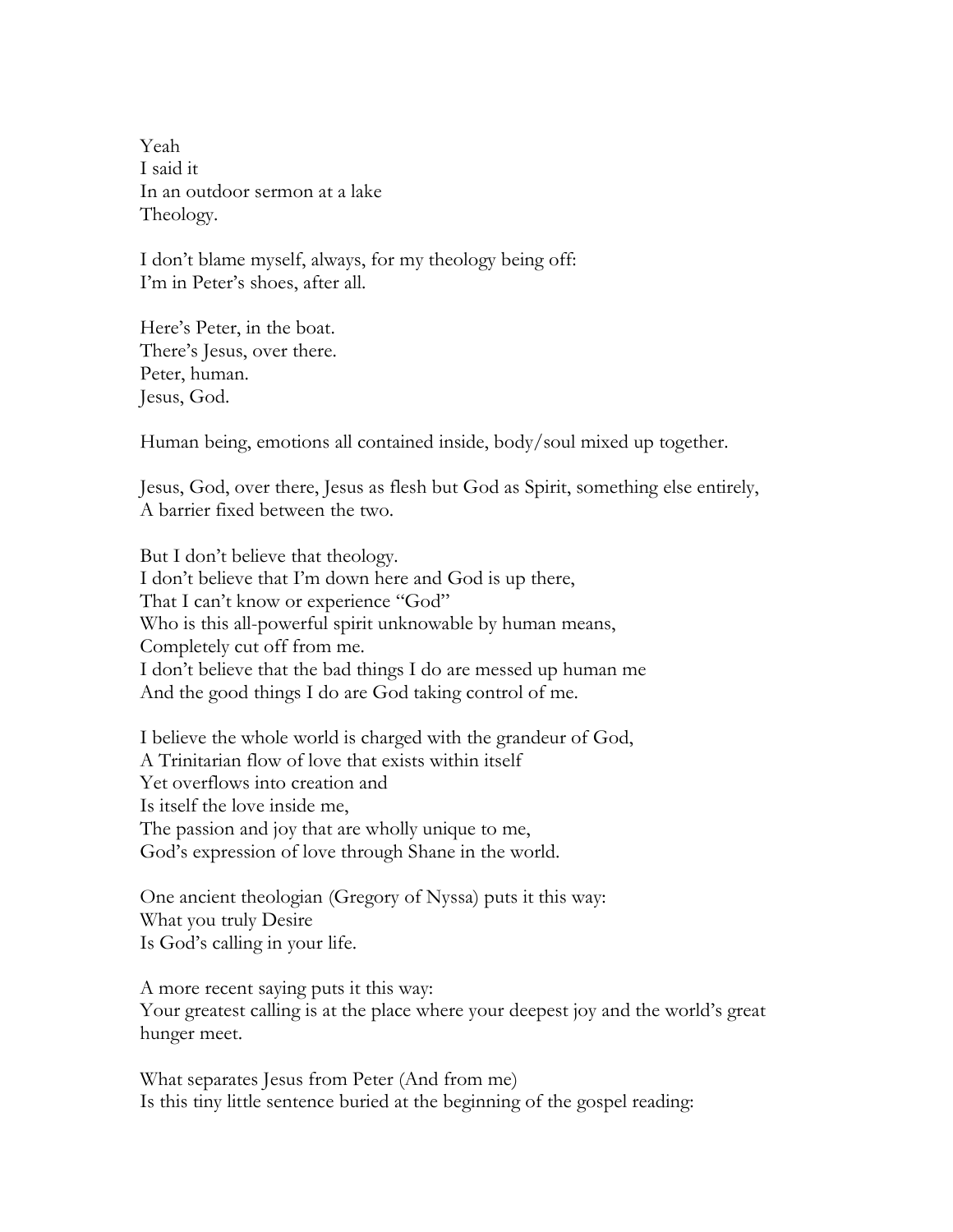Yeah  
I said it  
In an outdoor sermon at a lake  
Theology.

I don't blame myself, always, for my theology being off:  
I'm in Peter's shoes, after all.

Here's Peter, in the boat.  
There's Jesus, over there.  
Peter, human.  
Jesus, God.

Human being, emotions all contained inside, body/soul mixed up together.

Jesus, God, over there, Jesus as flesh but God as Spirit, something else entirely,  
A barrier fixed between the two.

But I don't believe that theology.  
I don't believe that I'm down here and God is up there,  
That I can't know or experience "God"  
Who is this all-powerful spirit unknowable by human means,  
Completely cut off from me.  
I don't believe that the bad things I do are messed up human me  
And the good things I do are God taking control of me.

I believe the whole world is charged with the grandeur of God,  
A Trinitarian flow of love that exists within itself  
Yet overflows into creation and  
Is itself the love inside me,  
The passion and joy that are wholly unique to me,  
God's expression of love through Shane in the world.

One ancient theologian (Gregory of Nyssa) puts it this way:  
What you truly Desire  
Is God's calling in your life.

A more recent saying puts it this way:  
Your greatest calling is at the place where your deepest joy and the world's great hunger meet.

What separates Jesus from Peter (And from me)  
Is this tiny little sentence buried at the beginning of the gospel reading: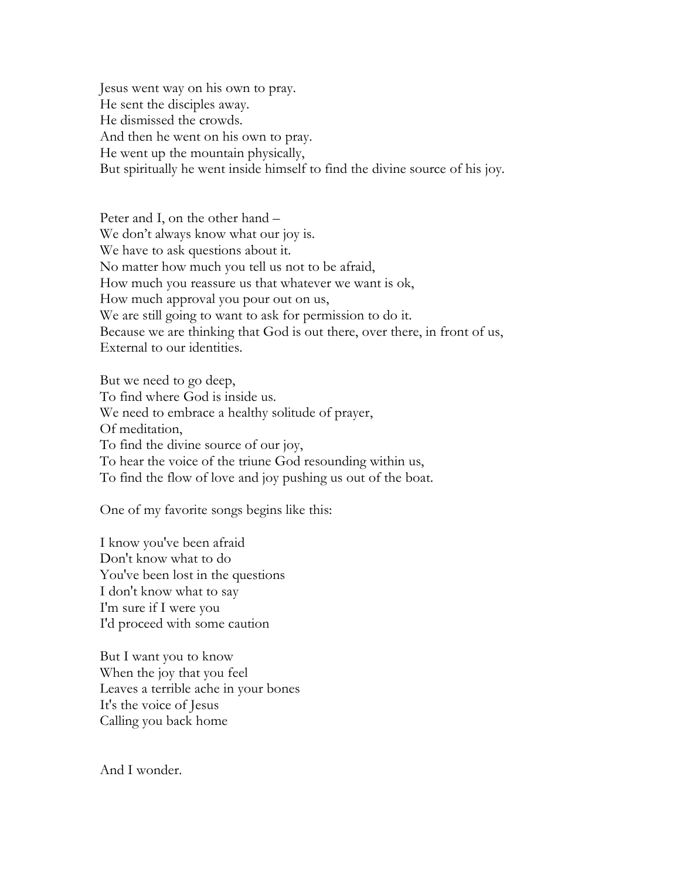Jesus went way on his own to pray.
He sent the disciples away.
He dismissed the crowds.
And then he went on his own to pray.
He went up the mountain physically,
But spiritually he went inside himself to find the divine source of his joy.

Peter and I, on the other hand –
We don't always know what our joy is.
We have to ask questions about it.
No matter how much you tell us not to be afraid,
How much you reassure us that whatever we want is ok,
How much approval you pour out on us,
We are still going to want to ask for permission to do it.
Because we are thinking that God is out there, over there, in front of us,
External to our identities.

But we need to go deep,
To find where God is inside us.
We need to embrace a healthy solitude of prayer,
Of meditation,
To find the divine source of our joy,
To hear the voice of the triune God resounding within us,
To find the flow of love and joy pushing us out of the boat.

One of my favorite songs begins like this:

I know you've been afraid
Don't know what to do
You've been lost in the questions
I don't know what to say
I'm sure if I were you
I'd proceed with some caution

But I want you to know
When the joy that you feel
Leaves a terrible ache in your bones
It's the voice of Jesus
Calling you back home

And I wonder.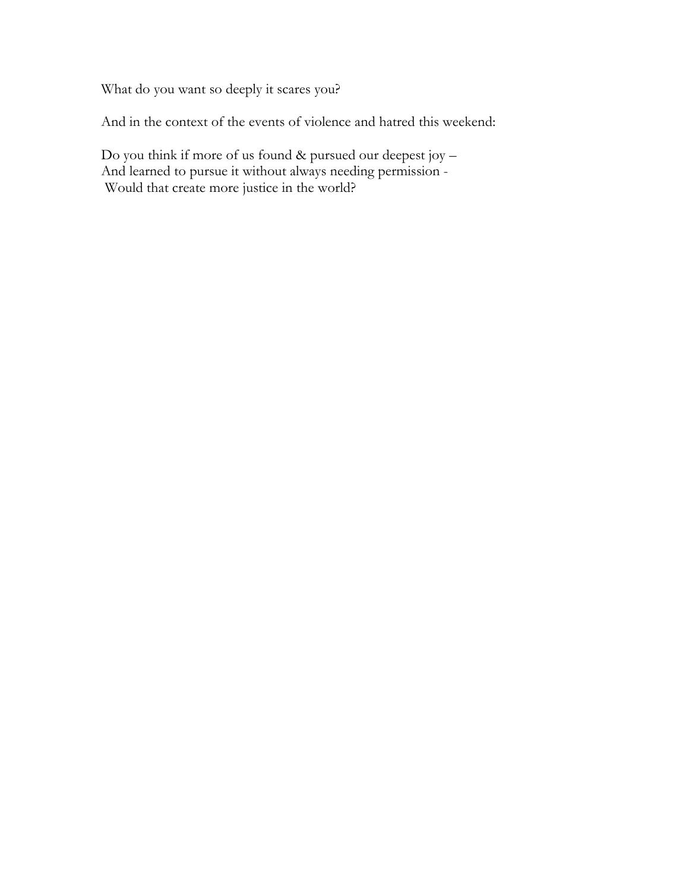What do you want so deeply it scares you?

And in the context of the events of violence and hatred this weekend:

Do you think if more of us found & pursued our deepest joy –
And learned to pursue it without always needing permission -
Would that create more justice in the world?